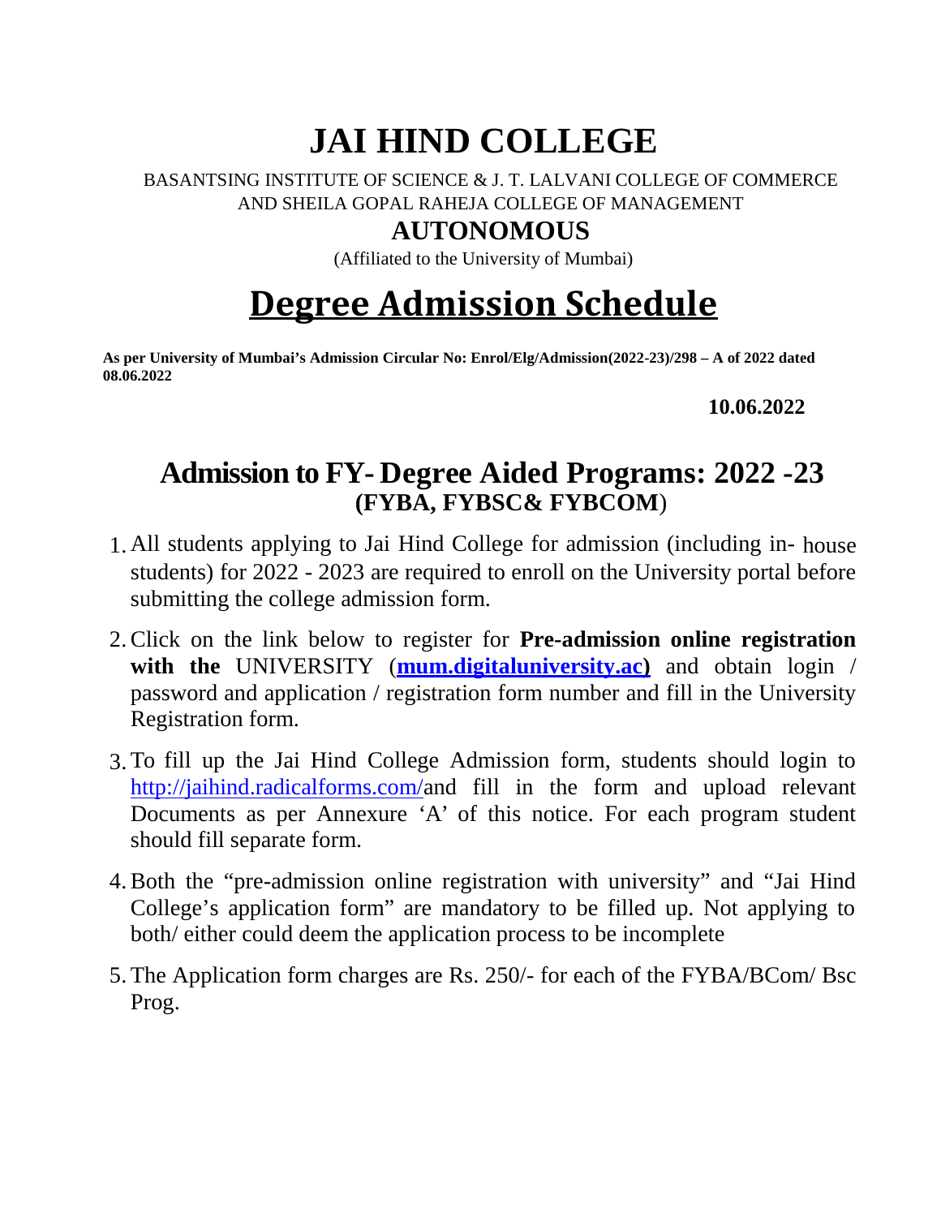# JAI HIND COLLEGE

BASANTSING INSTITUTE OF SCIENCE & J. T. LALVANI COLLEGE OF COMMERCE AND SHEILA GOPAL RAHEJA COLLEGE OF MANAGEMENT

## AUTONOMOUS

(Affiliated to the University of Mumbai)

# Degree Admission Schedule

**As per University of Mumbai's Admission Circular No: Enrol/Elg/Admission(2022-23)/298 – A of 2022 dated 08.06.2022**

**10.06.2022**

## Admission to FY- Degree Aided Programs: 2022 -23
### (FYBA, FYBSC& FYBCOM)

1. All students applying to Jai Hind College for admission (including in- house students) for 2022 - 2023 are required to enroll on the University portal before submitting the college admission form.

2. Click on the link below to register for **Pre-admission online registration with the** UNIVERSITY (**mum.digitaluniversity.ac)** and obtain login / password and application / registration form number and fill in the University Registration form.

3. To fill up the Jai Hind College Admission form, students should login to http://jaihind.radicalforms.com/and fill in the form and upload relevant Documents as per Annexure 'A' of this notice. For each program student should fill separate form.

4. Both the "pre-admission online registration with university" and "Jai Hind College's application form" are mandatory to be filled up. Not applying to both/ either could deem the application process to be incomplete

5. The Application form charges are Rs. 250/- for each of the FYBA/BCom/ Bsc Prog.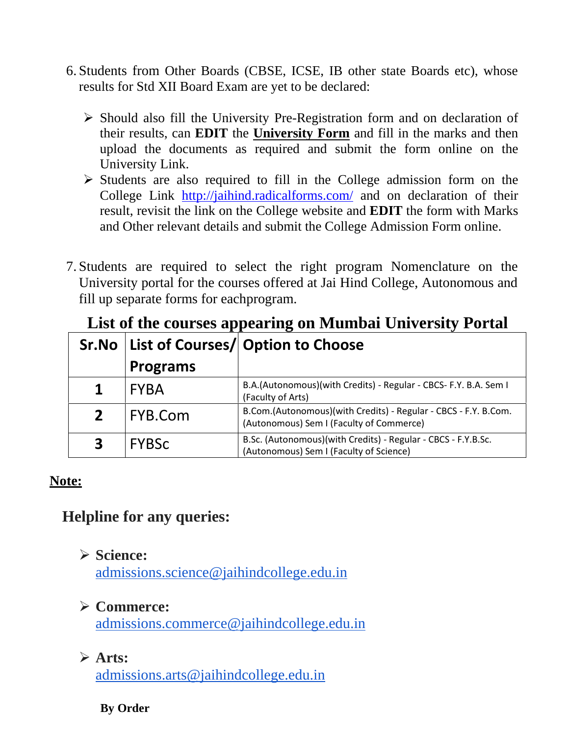6. Students from Other Boards (CBSE, ICSE, IB other state Boards etc), whose results for Std XII Board Exam are yet to be declared:

   - Should also fill the University Pre-Registration form and on declaration of their results, can **EDIT** the **University Form** and fill in the marks and then upload the documents as required and submit the form online on the University Link.
   - Students are also required to fill in the College admission form on the College Link http://jaihind.radicalforms.com/ and on declaration of their result, revisit the link on the College website and **EDIT** the form with Marks and Other relevant details and submit the College Admission Form online.

7. Students are required to select the right program Nomenclature on the University portal for the courses offered at Jai Hind College, Autonomous and fill up separate forms for eachprogram.

## List of the courses appearing on Mumbai University Portal

| Sr.No | List of Courses/ Programs | Option to Choose |
|---|---|---|
| 1 | FYBA | B.A.(Autonomous)(with Credits) - Regular - CBCS- F.Y. B.A. Sem I (Faculty of Arts) |
| 2 | FYB.Com | B.Com.(Autonomous)(with Credits) - Regular - CBCS - F.Y. B.Com. (Autonomous) Sem I (Faculty of Commerce) |
| 3 | FYBSc | B.Sc. (Autonomous)(with Credits) - Regular - CBCS - F.Y.B.Sc. (Autonomous) Sem I (Faculty of Science) |

**Note:**

## Helpline for any queries:

- **Science:** admissions.science@jaihindcollege.edu.in
- **Commerce:** admissions.commerce@jaihindcollege.edu.in
- **Arts:** admissions.arts@jaihindcollege.edu.in

**By Order**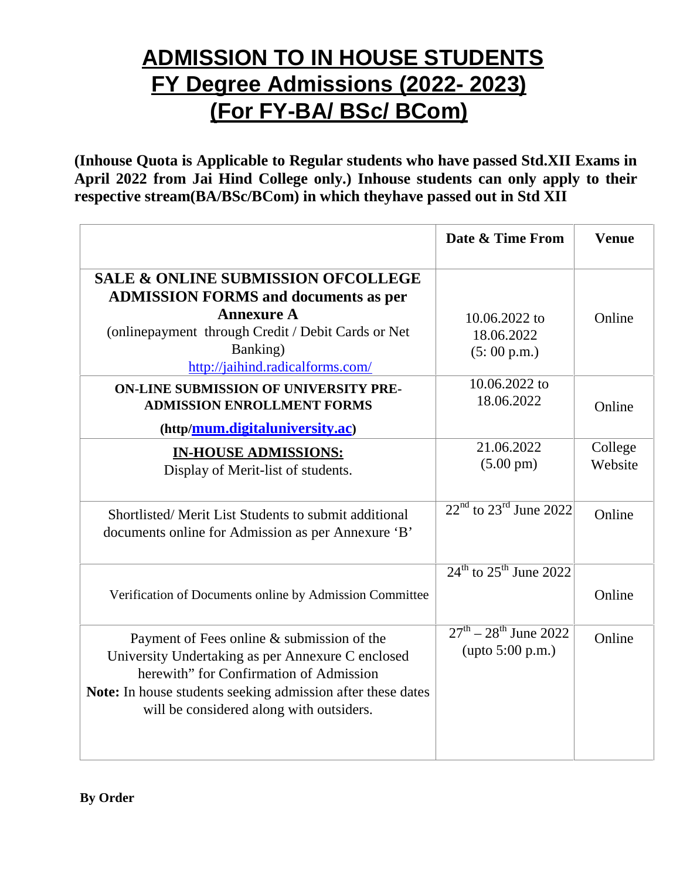# ADMISSION TO IN HOUSE STUDENTS
# FY Degree Admissions (2022- 2023)
# (For FY-BA/ BSc/ BCom)

**(Inhouse Quota is Applicable to Regular students who have passed Std.XII Exams in April 2022 from Jai Hind College only.) Inhouse students can only apply to their respective stream(BA/BSc/BCom) in which theyhave passed out in Std XII**

| | Date & Time From | Venue |
|---|---|---|
| **SALE & ONLINE SUBMISSION OFCOLLEGE ADMISSION FORMS and documents as per Annexure A** (onlinepayment through Credit / Debit Cards or Net Banking) http://jaihind.radicalforms.com/ | 10.06.2022 to 18.06.2022 (5: 00 p.m.) | Online |
| **ON-LINE SUBMISSION OF UNIVERSITY PRE-ADMISSION ENROLLMENT FORMS (http/mum.digitaluniversity.ac)** | 10.06.2022 to 18.06.2022 | Online |
| **IN-HOUSE ADMISSIONS:** Display of Merit-list of students. | 21.06.2022 (5.00 pm) | College Website |
| Shortlisted/ Merit List Students to submit additional documents online for Admission as per Annexure 'B' | 22nd to 23rd June 2022 | Online |
| Verification of Documents online by Admission Committee | 24th to 25th June 2022 | Online |
| Payment of Fees online & submission of the University Undertaking as per Annexure C enclosed herewith" for Confirmation of Admission **Note:** In house students seeking admission after these dates will be considered along with outsiders. | 27th – 28th June 2022 (upto 5:00 p.m.) | Online |

**By Order**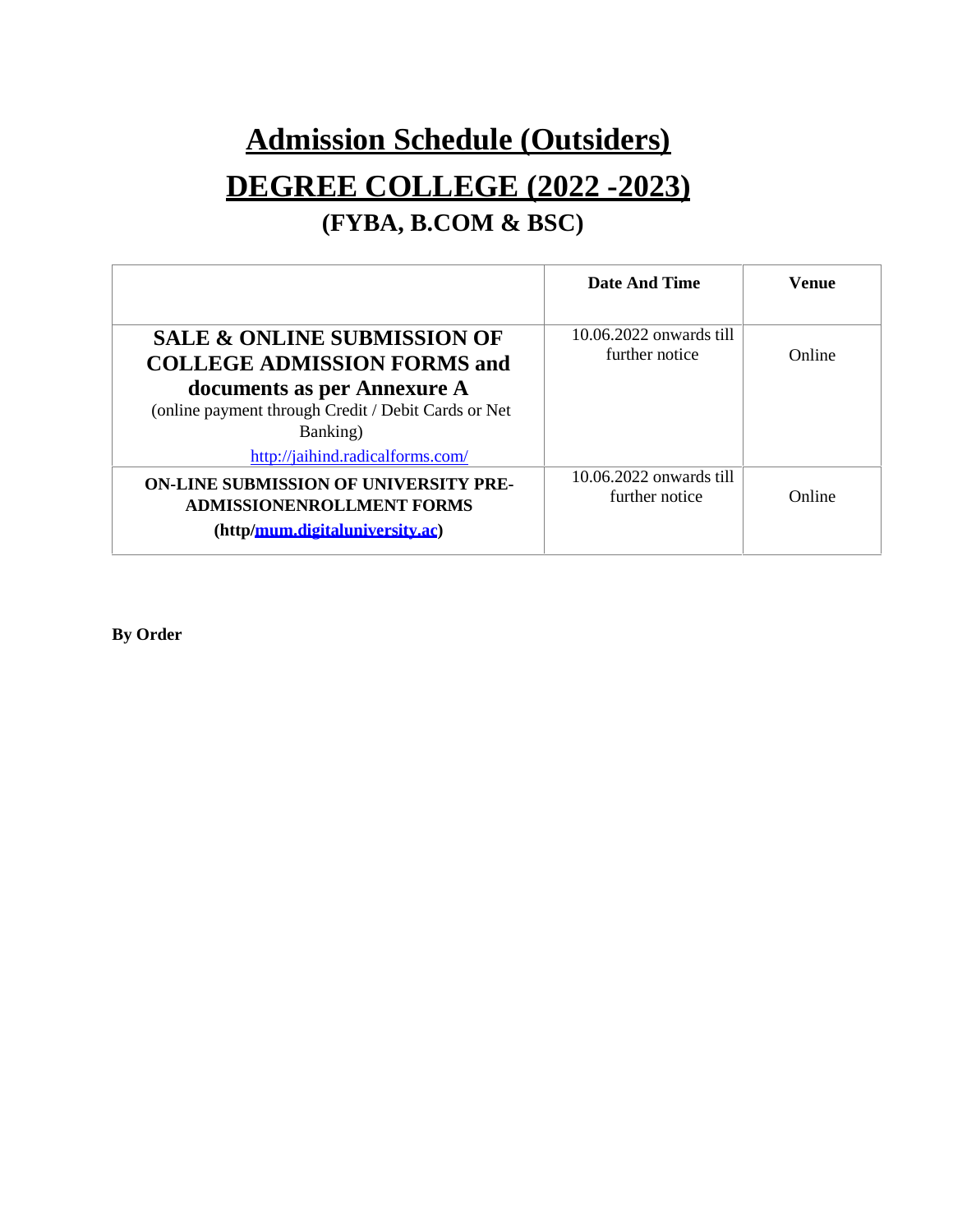# Admission Schedule (Outsiders)

# DEGREE COLLEGE (2022 -2023)

## (FYBA, B.COM & BSC)

| | Date And Time | Venue |
|---|---|---|
| **SALE & ONLINE SUBMISSION OF COLLEGE ADMISSION FORMS and documents as per Annexure A** (online payment through Credit / Debit Cards or Net Banking) http://jaihind.radicalforms.com/ | 10.06.2022 onwards till further notice | Online |
| **ON-LINE SUBMISSION OF UNIVERSITY PRE-ADMISSIONENROLLMENT FORMS (http/mum.digitaluniversity.ac)** | 10.06.2022 onwards till further notice | Online |

**By Order**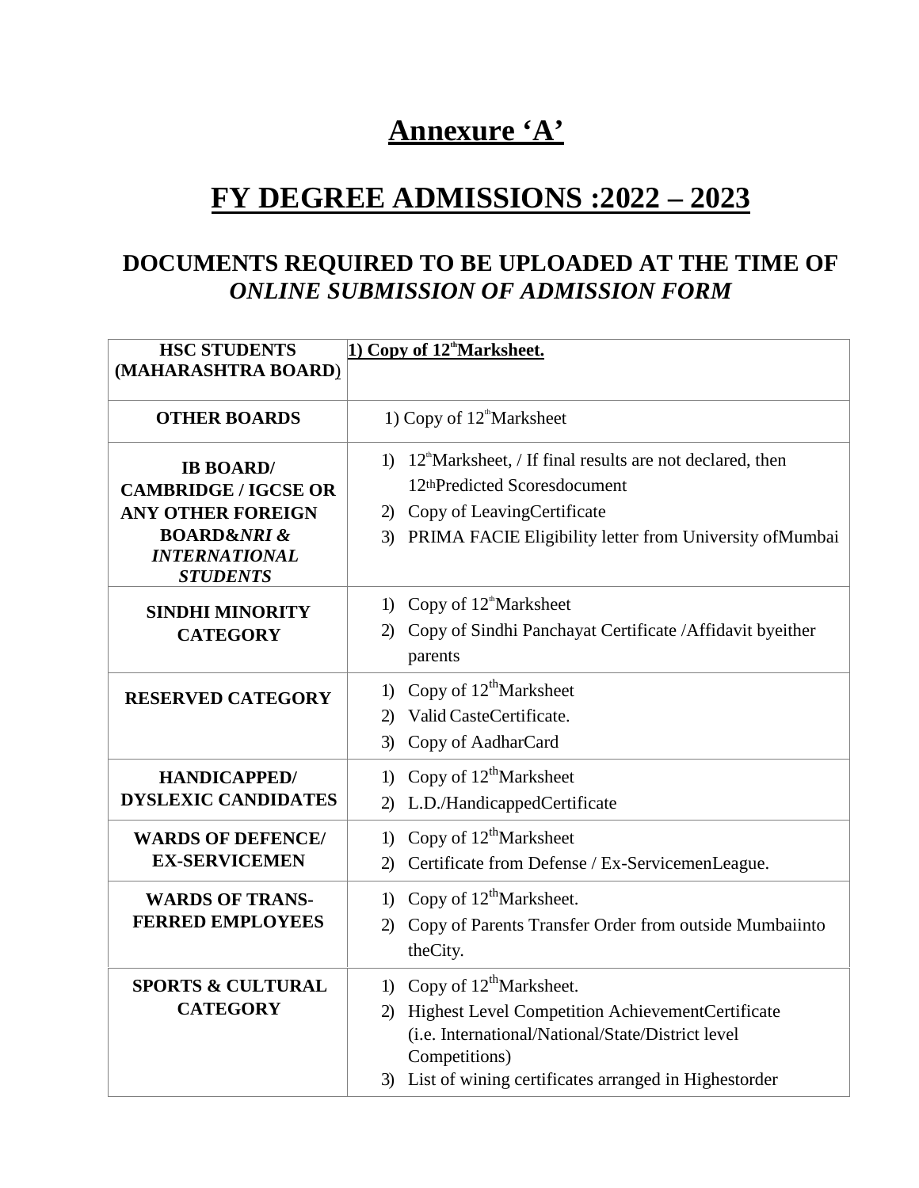# Annexure 'A'

# FY DEGREE ADMISSIONS :2022 – 2023

## DOCUMENTS REQUIRED TO BE UPLOADED AT THE TIME OF *ONLINE SUBMISSION OF ADMISSION FORM*

| HSC STUDENTS (MAHARASHTRA BOARD) | **1) Copy of 12th Marksheet.** |
|---|---|
| **OTHER BOARDS** | 1) Copy of 12th Marksheet |
| **IB BOARD/ CAMBRIDGE / IGCSE OR ANY OTHER FOREIGN BOARD& *NRI & INTERNATIONAL STUDENTS*** | 1) 12th Marksheet, / If final results are not declared, then 12th Predicted Scoresdocument<br>2) Copy of LeavingCertificate<br>3) PRIMA FACIE Eligibility letter from University ofMumbai |
| **SINDHI MINORITY CATEGORY** | 1) Copy of 12th Marksheet<br>2) Copy of Sindhi Panchayat Certificate /Affidavit byeither parents |
| **RESERVED CATEGORY** | 1) Copy of 12th Marksheet<br>2) Valid CasteCertificate.<br>3) Copy of AadharCard |
| **HANDICAPPED/ DYSLEXIC CANDIDATES** | 1) Copy of 12th Marksheet<br>2) L.D./HandicappedCertificate |
| **WARDS OF DEFENCE/ EX-SERVICEMEN** | 1) Copy of 12th Marksheet<br>2) Certificate from Defense / Ex-ServicemenLeague. |
| **WARDS OF TRANS-FERRED EMPLOYEES** | 1) Copy of 12th Marksheet.<br>2) Copy of Parents Transfer Order from outside Mumbaiinto theCity. |
| **SPORTS & CULTURAL CATEGORY** | 1) Copy of 12th Marksheet.<br>2) Highest Level Competition AchievementCertificate (i.e. International/National/State/District level Competitions)<br>3) List of wining certificates arranged in Highestorder |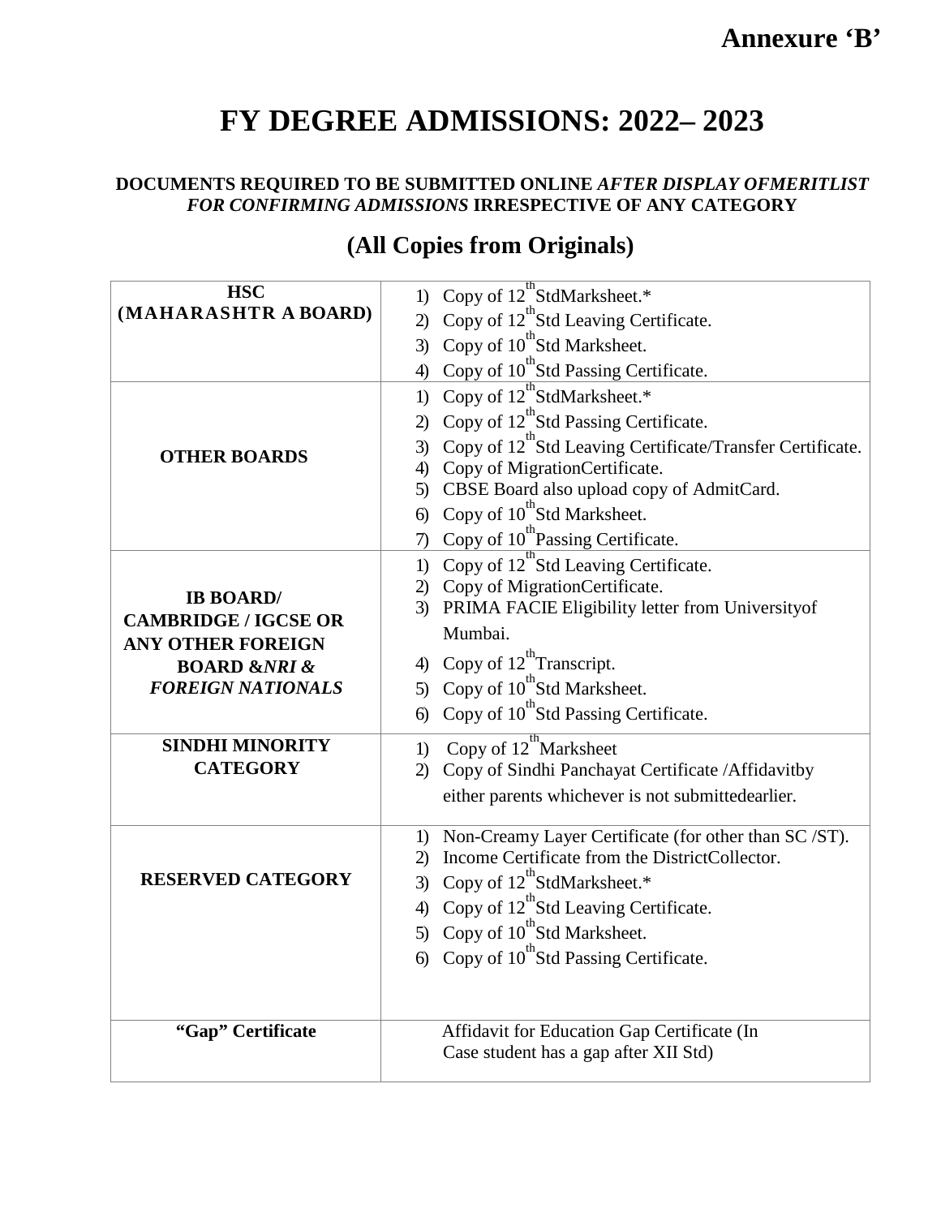**Annexure 'B'**

# FY DEGREE ADMISSIONS: 2022– 2023

**DOCUMENTS REQUIRED TO BE SUBMITTED ONLINE *AFTER DISPLAY OFMERITLIST FOR CONFIRMING ADMISSIONS* IRRESPECTIVE OF ANY CATEGORY**

## (All Copies from Originals)

| | |
|---|---|
| **HSC (MAHARASHTR A BOARD)** | 1) Copy of 12th StdMarksheet.*<br>2) Copy of 12th Std Leaving Certificate.<br>3) Copy of 10th Std Marksheet.<br>4) Copy of 10th Std Passing Certificate. |
| **OTHER BOARDS** | 1) Copy of 12th StdMarksheet.*<br>2) Copy of 12th Std Passing Certificate.<br>3) Copy of 12th Std Leaving Certificate/Transfer Certificate.<br>4) Copy of MigrationCertificate.<br>5) CBSE Board also upload copy of AdmitCard.<br>6) Copy of 10th Std Marksheet.<br>7) Copy of 10th Passing Certificate. |
| **IB BOARD/ CAMBRIDGE / IGCSE OR ANY OTHER FOREIGN BOARD &*NRI & FOREIGN NATIONALS*** | 1) Copy of 12th Std Leaving Certificate.<br>2) Copy of MigrationCertificate.<br>3) PRIMA FACIE Eligibility letter from Universityof Mumbai.<br>4) Copy of 12th Transcript.<br>5) Copy of 10th Std Marksheet.<br>6) Copy of 10th Std Passing Certificate. |
| **SINDHI MINORITY CATEGORY** | 1) Copy of 12th Marksheet<br>2) Copy of Sindhi Panchayat Certificate /Affidavitby either parents whichever is not submittedearlier. |
| **RESERVED CATEGORY** | 1) Non-Creamy Layer Certificate (for other than SC /ST).<br>2) Income Certificate from the DistrictCollector.<br>3) Copy of 12th StdMarksheet.*<br>4) Copy of 12th Std Leaving Certificate.<br>5) Copy of 10th Std Marksheet.<br>6) Copy of 10th Std Passing Certificate. |
| **"Gap" Certificate** | Affidavit for Education Gap Certificate (In Case student has a gap after XII Std) |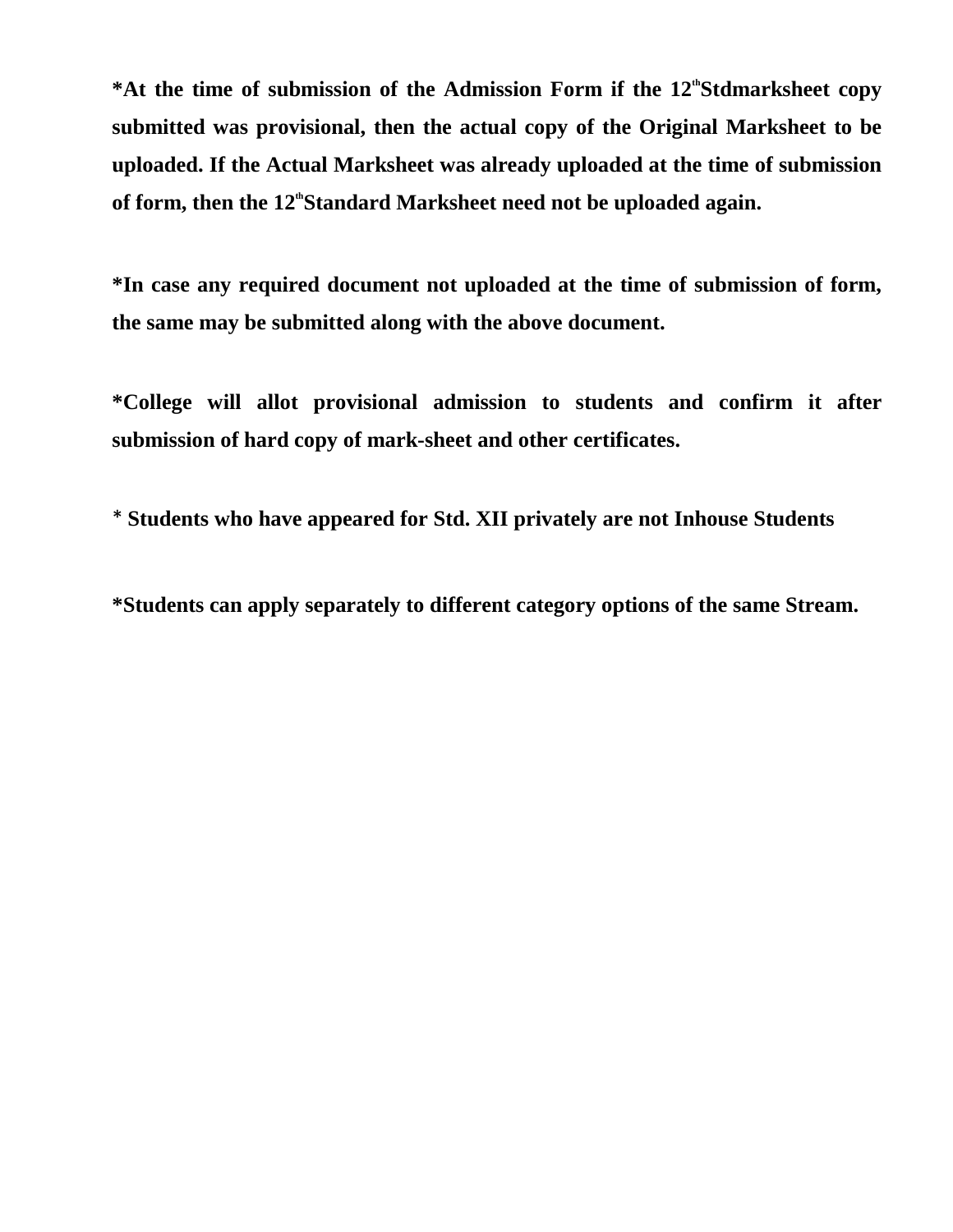**\*At the time of submission of the Admission Form if the 12th Stdmarksheet copy submitted was provisional, then the actual copy of the Original Marksheet to be uploaded. If the Actual Marksheet was already uploaded at the time of submission of form, then the 12th Standard Marksheet need not be uploaded again.**

**\*In case any required document not uploaded at the time of submission of form, the same may be submitted along with the above document.**

**\*College will allot provisional admission to students and confirm it after submission of hard copy of mark-sheet and other certificates.**

**\* Students who have appeared for Std. XII privately are not Inhouse Students**

**\*Students can apply separately to different category options of the same Stream.**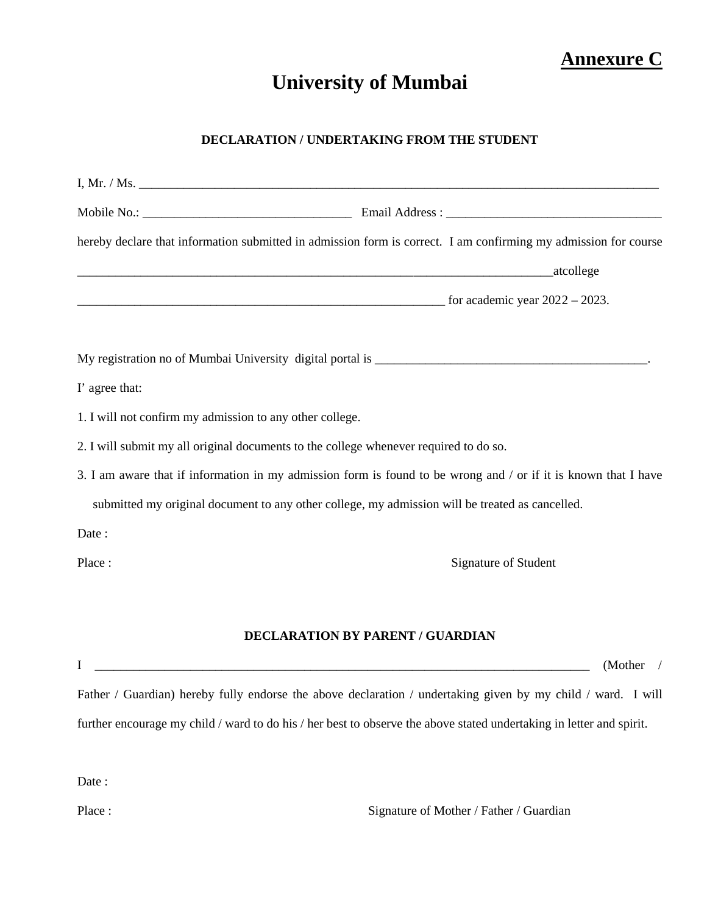**Annexure C**

# University of Mumbai

## DECLARATION / UNDERTAKING FROM THE STUDENT

I, Mr. / Ms. ___________________________________________________________________________________

Mobile No.: _________________________________ Email Address : __________________________________

hereby declare that information submitted in admission form is correct. I am confirming my admission for course

_______________________________________________________________________________atcollege

_____________________________________________________________ for academic year 2022 – 2023.

My registration no of Mumbai University digital portal is ____________________________________________.

I' agree that:

1. I will not confirm my admission to any other college.
2. I will submit my all original documents to the college whenever required to do so.
3. I am aware that if information in my admission form is found to be wrong and / or if it is known that I have submitted my original document to any other college, my admission will be treated as cancelled.

Date :

Place : Signature of Student

## DECLARATION BY PARENT / GUARDIAN

I _________________________________________________________________________________ (Mother / Father / Guardian) hereby fully endorse the above declaration / undertaking given by my child / ward. I will further encourage my child / ward to do his / her best to observe the above stated undertaking in letter and spirit.

Date :

Place : Signature of Mother / Father / Guardian